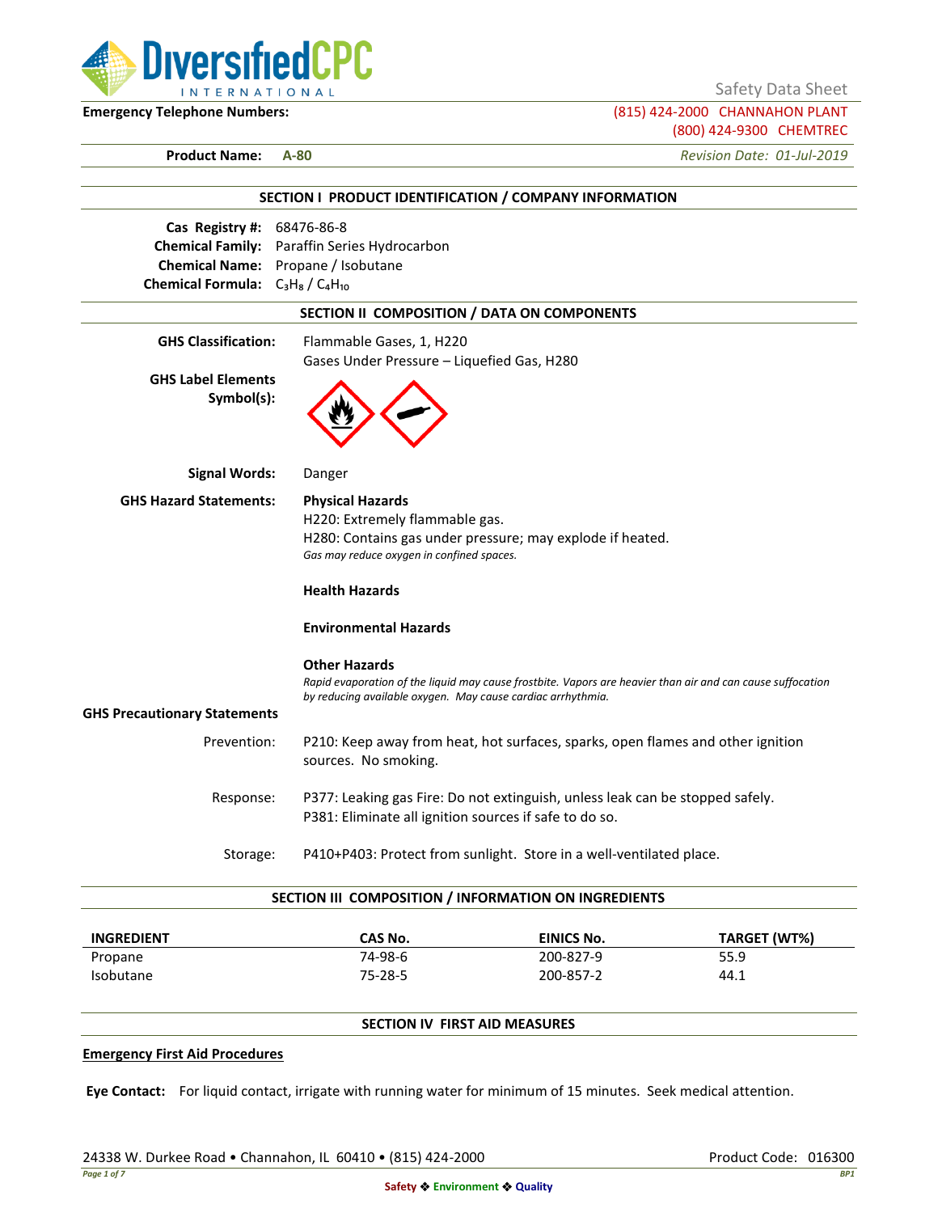Safety Data Sheet

**Emergency Telephone Numbers:** (815) 424-2000 CHANNAHON PLANT
(800) 424-9300 CHEMTREC

**Product Name:** **A-80** *Revision Date: 01-Jul-2019*

## SECTION I PRODUCT IDENTIFICATION / COMPANY INFORMATION

**Cas Registry #:** 68476-86-8
**Chemical Family:** Paraffin Series Hydrocarbon
**Chemical Name:** Propane / Isobutane
**Chemical Formula:** $C_3H_8$ / $C_4H_{10}$

## SECTION II COMPOSITION / DATA ON COMPONENTS

**GHS Classification:** Flammable Gases, 1, H220
Gases Under Pressure – Liquefied Gas, H280

**GHS Label Elements Symbol(s):**

**Signal Words:** Danger

**GHS Hazard Statements:**

**Physical Hazards**
H220: Extremely flammable gas.
H280: Contains gas under pressure; may explode if heated.
*Gas may reduce oxygen in confined spaces.*

**Health Hazards**

**Environmental Hazards**

**Other Hazards**
*Rapid evaporation of the liquid may cause frostbite. Vapors are heavier than air and can cause suffocation by reducing available oxygen. May cause cardiac arrhythmia.*

**GHS Precautionary Statements**

Prevention: P210: Keep away from heat, hot surfaces, sparks, open flames and other ignition sources. No smoking.

Response: P377: Leaking gas Fire: Do not extinguish, unless leak can be stopped safely.
P381: Eliminate all ignition sources if safe to do so.

Storage: P410+P403: Protect from sunlight. Store in a well-ventilated place.

## SECTION III COMPOSITION / INFORMATION ON INGREDIENTS

| INGREDIENT | CAS No. | EINICS No. | TARGET (WT%) |
|---|---|---|---|
| Propane | 74-98-6 | 200-827-9 | 55.9 |
| Isobutane | 75-28-5 | 200-857-2 | 44.1 |

## SECTION IV FIRST AID MEASURES

**Emergency First Aid Procedures**

**Eye Contact:** For liquid contact, irrigate with running water for minimum of 15 minutes. Seek medical attention.

24338 W. Durkee Road • Channahon, IL 60410 • (815) 424-2000 Product Code: 016300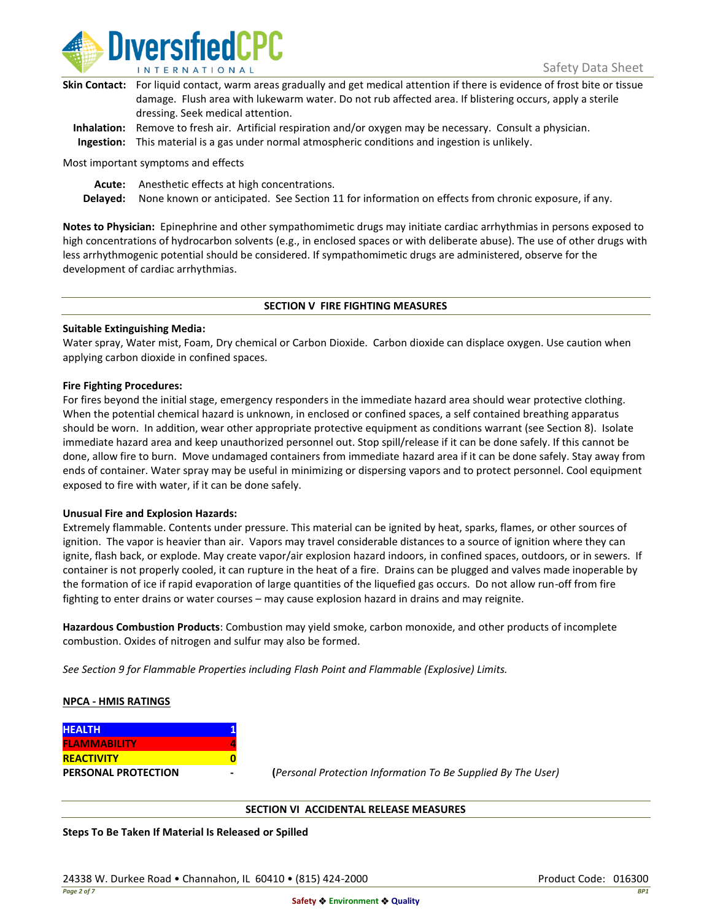**Skin Contact:** For liquid contact, warm areas gradually and get medical attention if there is evidence of frost bite or tissue damage. Flush area with lukewarm water. Do not rub affected area. If blistering occurs, apply a sterile dressing. Seek medical attention.

**Inhalation:** Remove to fresh air. Artificial respiration and/or oxygen may be necessary. Consult a physician.

**Ingestion:** This material is a gas under normal atmospheric conditions and ingestion is unlikely.

Most important symptoms and effects

**Acute:** Anesthetic effects at high concentrations.

**Delayed:** None known or anticipated. See Section 11 for information on effects from chronic exposure, if any.

**Notes to Physician:** Epinephrine and other sympathomimetic drugs may initiate cardiac arrhythmias in persons exposed to high concentrations of hydrocarbon solvents (e.g., in enclosed spaces or with deliberate abuse). The use of other drugs with less arrhythmogenic potential should be considered. If sympathomimetic drugs are administered, observe for the development of cardiac arrhythmias.

## SECTION V FIRE FIGHTING MEASURES

**Suitable Extinguishing Media:**
Water spray, Water mist, Foam, Dry chemical or Carbon Dioxide. Carbon dioxide can displace oxygen. Use caution when applying carbon dioxide in confined spaces.

**Fire Fighting Procedures:**
For fires beyond the initial stage, emergency responders in the immediate hazard area should wear protective clothing. When the potential chemical hazard is unknown, in enclosed or confined spaces, a self contained breathing apparatus should be worn. In addition, wear other appropriate protective equipment as conditions warrant (see Section 8). Isolate immediate hazard area and keep unauthorized personnel out. Stop spill/release if it can be done safely. If this cannot be done, allow fire to burn. Move undamaged containers from immediate hazard area if it can be done safely. Stay away from ends of container. Water spray may be useful in minimizing or dispersing vapors and to protect personnel. Cool equipment exposed to fire with water, if it can be done safely.

**Unusual Fire and Explosion Hazards:**
Extremely flammable. Contents under pressure. This material can be ignited by heat, sparks, flames, or other sources of ignition. The vapor is heavier than air. Vapors may travel considerable distances to a source of ignition where they can ignite, flash back, or explode. May create vapor/air explosion hazard indoors, in confined spaces, outdoors, or in sewers. If container is not properly cooled, it can rupture in the heat of a fire. Drains can be plugged and valves made inoperable by the formation of ice if rapid evaporation of large quantities of the liquefied gas occurs. Do not allow run-off from fire fighting to enter drains or water courses – may cause explosion hazard in drains and may reignite.

**Hazardous Combustion Products**: Combustion may yield smoke, carbon monoxide, and other products of incomplete combustion. Oxides of nitrogen and sulfur may also be formed.

*See Section 9 for Flammable Properties including Flash Point and Flammable (Explosive) Limits.*

**NPCA - HMIS RATINGS**

| | |
|---|---|
| **HEALTH** | **1** |
| **FLAMMABILITY** | **4** |
| **REACTIVITY** | **0** |
| **PERSONAL PROTECTION** | **-** |

(*Personal Protection Information To Be Supplied By The User)*

## SECTION VI ACCIDENTAL RELEASE MEASURES

**Steps To Be Taken If Material Is Released or Spilled**

24338 W. Durkee Road • Channahon, IL 60410 • (815) 424-2000

Product Code: 016300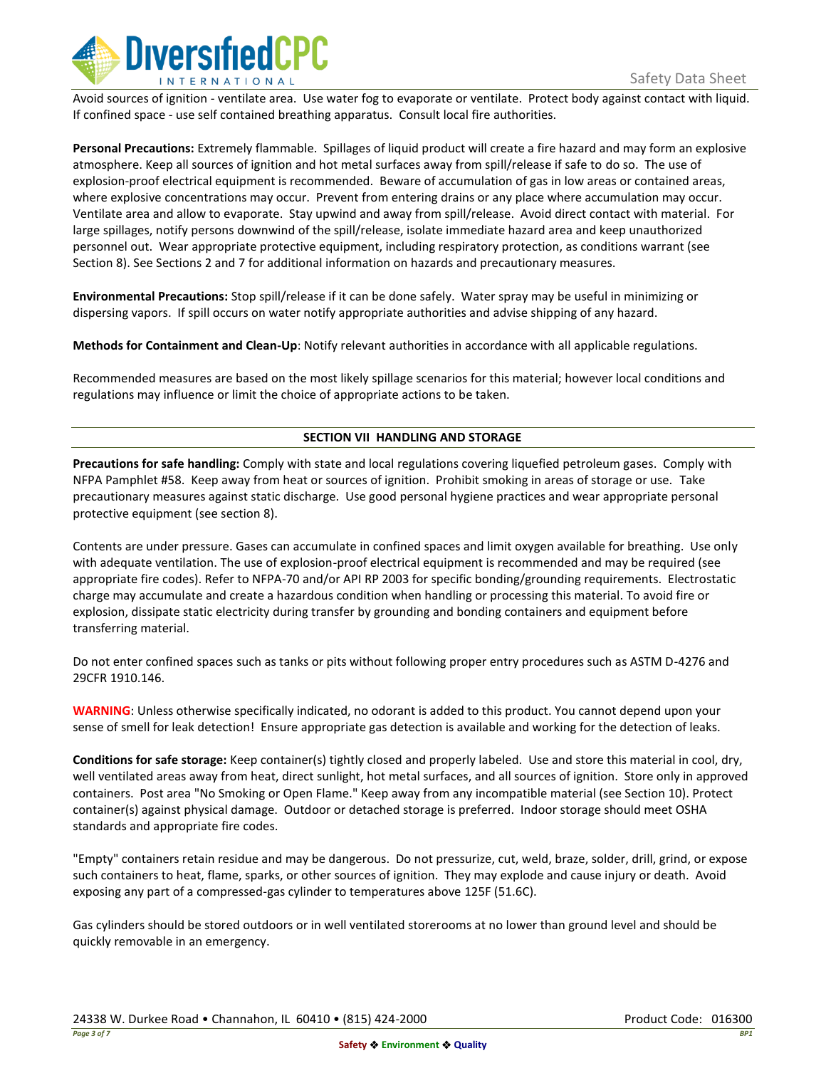Avoid sources of ignition - ventilate area. Use water fog to evaporate or ventilate. Protect body against contact with liquid. If confined space - use self contained breathing apparatus. Consult local fire authorities.

**Personal Precautions:** Extremely flammable. Spillages of liquid product will create a fire hazard and may form an explosive atmosphere. Keep all sources of ignition and hot metal surfaces away from spill/release if safe to do so. The use of explosion-proof electrical equipment is recommended. Beware of accumulation of gas in low areas or contained areas, where explosive concentrations may occur. Prevent from entering drains or any place where accumulation may occur. Ventilate area and allow to evaporate. Stay upwind and away from spill/release. Avoid direct contact with material. For large spillages, notify persons downwind of the spill/release, isolate immediate hazard area and keep unauthorized personnel out. Wear appropriate protective equipment, including respiratory protection, as conditions warrant (see Section 8). See Sections 2 and 7 for additional information on hazards and precautionary measures.

**Environmental Precautions:** Stop spill/release if it can be done safely. Water spray may be useful in minimizing or dispersing vapors. If spill occurs on water notify appropriate authorities and advise shipping of any hazard.

**Methods for Containment and Clean-Up**: Notify relevant authorities in accordance with all applicable regulations.

Recommended measures are based on the most likely spillage scenarios for this material; however local conditions and regulations may influence or limit the choice of appropriate actions to be taken.

## SECTION VII HANDLING AND STORAGE

**Precautions for safe handling:** Comply with state and local regulations covering liquefied petroleum gases. Comply with NFPA Pamphlet #58. Keep away from heat or sources of ignition. Prohibit smoking in areas of storage or use. Take precautionary measures against static discharge. Use good personal hygiene practices and wear appropriate personal protective equipment (see section 8).

Contents are under pressure. Gases can accumulate in confined spaces and limit oxygen available for breathing. Use only with adequate ventilation. The use of explosion-proof electrical equipment is recommended and may be required (see appropriate fire codes). Refer to NFPA-70 and/or API RP 2003 for specific bonding/grounding requirements. Electrostatic charge may accumulate and create a hazardous condition when handling or processing this material. To avoid fire or explosion, dissipate static electricity during transfer by grounding and bonding containers and equipment before transferring material.

Do not enter confined spaces such as tanks or pits without following proper entry procedures such as ASTM D-4276 and 29CFR 1910.146.

**WARNING**: Unless otherwise specifically indicated, no odorant is added to this product. You cannot depend upon your sense of smell for leak detection! Ensure appropriate gas detection is available and working for the detection of leaks.

**Conditions for safe storage:** Keep container(s) tightly closed and properly labeled. Use and store this material in cool, dry, well ventilated areas away from heat, direct sunlight, hot metal surfaces, and all sources of ignition. Store only in approved containers. Post area "No Smoking or Open Flame." Keep away from any incompatible material (see Section 10). Protect container(s) against physical damage. Outdoor or detached storage is preferred. Indoor storage should meet OSHA standards and appropriate fire codes.

"Empty" containers retain residue and may be dangerous. Do not pressurize, cut, weld, braze, solder, drill, grind, or expose such containers to heat, flame, sparks, or other sources of ignition. They may explode and cause injury or death. Avoid exposing any part of a compressed-gas cylinder to temperatures above 125F (51.6C).

Gas cylinders should be stored outdoors or in well ventilated storerooms at no lower than ground level and should be quickly removable in an emergency.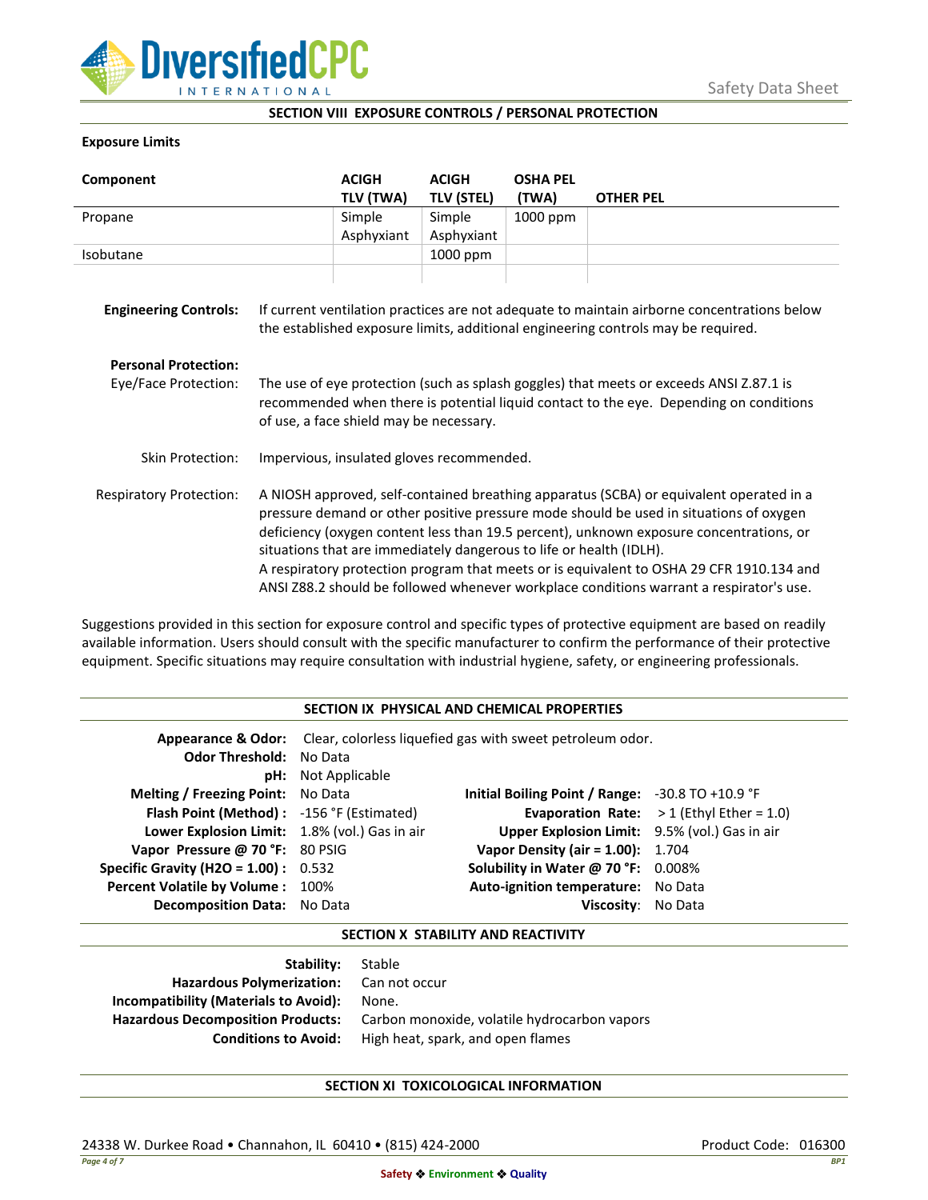## SECTION VIII EXPOSURE CONTROLS / PERSONAL PROTECTION

**Exposure Limits**

| Component | ACIGH TLV (TWA) | ACIGH TLV (STEL) | OSHA PEL (TWA) | OTHER PEL |
|---|---|---|---|---|
| Propane | Simple Asphyxiant | Simple Asphyxiant | 1000 ppm | |
| Isobutane | | 1000 ppm | | |
| | | | | |

**Engineering Controls:** If current ventilation practices are not adequate to maintain airborne concentrations below the established exposure limits, additional engineering controls may be required.

**Personal Protection:**

Eye/Face Protection: The use of eye protection (such as splash goggles) that meets or exceeds ANSI Z.87.1 is recommended when there is potential liquid contact to the eye. Depending on conditions of use, a face shield may be necessary.

Skin Protection: Impervious, insulated gloves recommended.

Respiratory Protection: A NIOSH approved, self-contained breathing apparatus (SCBA) or equivalent operated in a pressure demand or other positive pressure mode should be used in situations of oxygen deficiency (oxygen content less than 19.5 percent), unknown exposure concentrations, or situations that are immediately dangerous to life or health (IDLH).
A respiratory protection program that meets or is equivalent to OSHA 29 CFR 1910.134 and ANSI Z88.2 should be followed whenever workplace conditions warrant a respirator's use.

Suggestions provided in this section for exposure control and specific types of protective equipment are based on readily available information. Users should consult with the specific manufacturer to confirm the performance of their protective equipment. Specific situations may require consultation with industrial hygiene, safety, or engineering professionals.

## SECTION IX PHYSICAL AND CHEMICAL PROPERTIES

**Appearance & Odor:** Clear, colorless liquefied gas with sweet petroleum odor.

**Odor Threshold:** No Data

**pH:** Not Applicable

| | | | |
|---|---|---|---|
| **Melting / Freezing Point:** | No Data | **Initial Boiling Point / Range:** | -30.8 TO +10.9 °F |
| **Flash Point (Method) :** | -156 °F (Estimated) | **Evaporation Rate:** | > 1 (Ethyl Ether = 1.0) |
| **Lower Explosion Limit:** | 1.8% (vol.) Gas in air | **Upper Explosion Limit:** | 9.5% (vol.) Gas in air |
| **Vapor Pressure @ 70 °F:** | 80 PSIG | **Vapor Density (air = 1.00):** | 1.704 |
| **Specific Gravity (H2O = 1.00) :** | 0.532 | **Solubility in Water @ 70 °F:** | 0.008% |
| **Percent Volatile by Volume :** | 100% | **Auto-ignition temperature:** | No Data |
| **Decomposition Data:** | No Data | **Viscosity:** | No Data |

## SECTION X STABILITY AND REACTIVITY

**Stability:** Stable

**Hazardous Polymerization:** Can not occur

**Incompatibility (Materials to Avoid):** None.

**Hazardous Decomposition Products:** Carbon monoxide, volatile hydrocarbon vapors

**Conditions to Avoid:** High heat, spark, and open flames

## SECTION XI TOXICOLOGICAL INFORMATION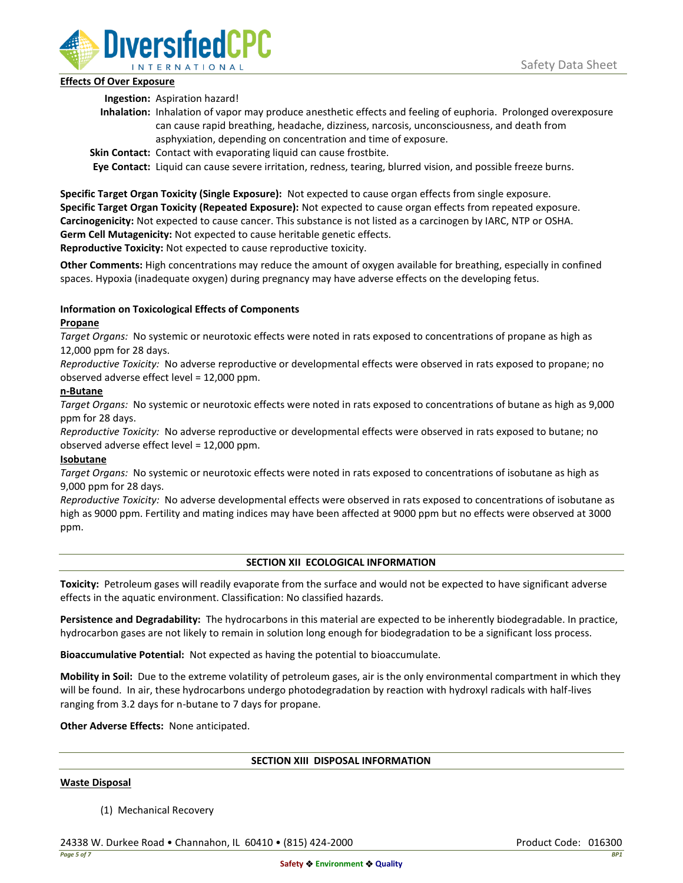**Effects Of Over Exposure**

**Ingestion:** Aspiration hazard!

**Inhalation:** Inhalation of vapor may produce anesthetic effects and feeling of euphoria. Prolonged overexposure can cause rapid breathing, headache, dizziness, narcosis, unconsciousness, and death from asphyxiation, depending on concentration and time of exposure.

**Skin Contact:** Contact with evaporating liquid can cause frostbite.

**Eye Contact:** Liquid can cause severe irritation, redness, tearing, blurred vision, and possible freeze burns.

**Specific Target Organ Toxicity (Single Exposure):** Not expected to cause organ effects from single exposure.
**Specific Target Organ Toxicity (Repeated Exposure):** Not expected to cause organ effects from repeated exposure.
**Carcinogenicity:** Not expected to cause cancer. This substance is not listed as a carcinogen by IARC, NTP or OSHA.
**Germ Cell Mutagenicity:** Not expected to cause heritable genetic effects.
**Reproductive Toxicity:** Not expected to cause reproductive toxicity.

**Other Comments:** High concentrations may reduce the amount of oxygen available for breathing, especially in confined spaces. Hypoxia (inadequate oxygen) during pregnancy may have adverse effects on the developing fetus.

**Information on Toxicological Effects of Components**

**Propane**

*Target Organs:* No systemic or neurotoxic effects were noted in rats exposed to concentrations of propane as high as 12,000 ppm for 28 days.

*Reproductive Toxicity:* No adverse reproductive or developmental effects were observed in rats exposed to propane; no observed adverse effect level = 12,000 ppm.

**n-Butane**

*Target Organs:* No systemic or neurotoxic effects were noted in rats exposed to concentrations of butane as high as 9,000 ppm for 28 days.

*Reproductive Toxicity:* No adverse reproductive or developmental effects were observed in rats exposed to butane; no observed adverse effect level = 12,000 ppm.

**Isobutane**

*Target Organs:* No systemic or neurotoxic effects were noted in rats exposed to concentrations of isobutane as high as 9,000 ppm for 28 days.

*Reproductive Toxicity:* No adverse developmental effects were observed in rats exposed to concentrations of isobutane as high as 9000 ppm. Fertility and mating indices may have been affected at 9000 ppm but no effects were observed at 3000 ppm.

## SECTION XII ECOLOGICAL INFORMATION

**Toxicity:** Petroleum gases will readily evaporate from the surface and would not be expected to have significant adverse effects in the aquatic environment. Classification: No classified hazards.

**Persistence and Degradability:** The hydrocarbons in this material are expected to be inherently biodegradable. In practice, hydrocarbon gases are not likely to remain in solution long enough for biodegradation to be a significant loss process.

**Bioaccumulative Potential:** Not expected as having the potential to bioaccumulate.

**Mobility in Soil:** Due to the extreme volatility of petroleum gases, air is the only environmental compartment in which they will be found. In air, these hydrocarbons undergo photodegradation by reaction with hydroxyl radicals with half-lives ranging from 3.2 days for n-butane to 7 days for propane.

**Other Adverse Effects:** None anticipated.

## SECTION XIII DISPOSAL INFORMATION

**Waste Disposal**

(1) Mechanical Recovery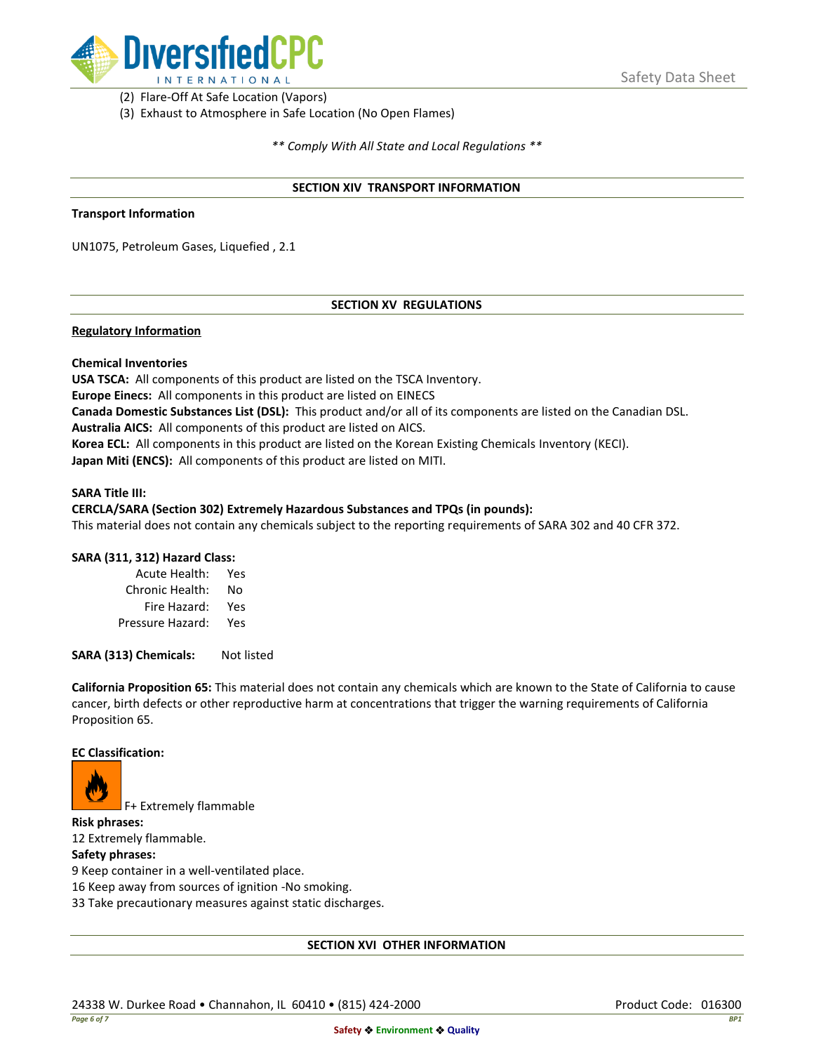(2) Flare-Off At Safe Location (Vapors)
(3) Exhaust to Atmosphere in Safe Location (No Open Flames)

*** Comply With All State and Local Regulations ***

## SECTION XIV TRANSPORT INFORMATION

**Transport Information**

UN1075, Petroleum Gases, Liquefied , 2.1

## SECTION XV REGULATIONS

**Regulatory Information**

**Chemical Inventories**
**USA TSCA:** All components of this product are listed on the TSCA Inventory.
**Europe Einecs:** All components in this product are listed on EINECS
**Canada Domestic Substances List (DSL):** This product and/or all of its components are listed on the Canadian DSL.
**Australia AICS:** All components of this product are listed on AICS.
**Korea ECL:** All components in this product are listed on the Korean Existing Chemicals Inventory (KECI).
**Japan Miti (ENCS):** All components of this product are listed on MITI.

**SARA Title III:**
**CERCLA/SARA (Section 302) Extremely Hazardous Substances and TPQs (in pounds):**
This material does not contain any chemicals subject to the reporting requirements of SARA 302 and 40 CFR 372.

**SARA (311, 312) Hazard Class:**

| | |
|---|---|
| Acute Health: | Yes |
| Chronic Health: | No |
| Fire Hazard: | Yes |
| Pressure Hazard: | Yes |

**SARA (313) Chemicals:** Not listed

**California Proposition 65:** This material does not contain any chemicals which are known to the State of California to cause cancer, birth defects or other reproductive harm at concentrations that trigger the warning requirements of California Proposition 65.

**EC Classification:**

F+ Extremely flammable

**Risk phrases:**
12 Extremely flammable.
**Safety phrases:**
9 Keep container in a well-ventilated place.
16 Keep away from sources of ignition -No smoking.
33 Take precautionary measures against static discharges.

## SECTION XVI OTHER INFORMATION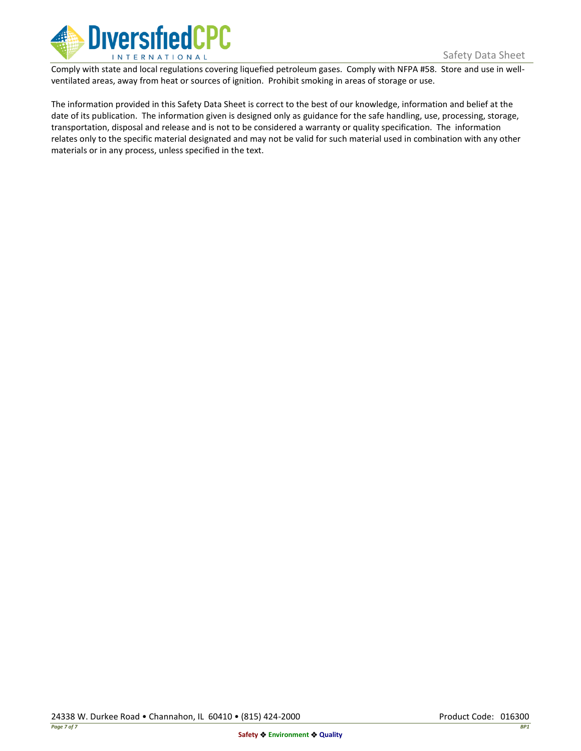Comply with state and local regulations covering liquefied petroleum gases. Comply with NFPA #58. Store and use in well-ventilated areas, away from heat or sources of ignition. Prohibit smoking in areas of storage or use.

The information provided in this Safety Data Sheet is correct to the best of our knowledge, information and belief at the date of its publication. The information given is designed only as guidance for the safe handling, use, processing, storage, transportation, disposal and release and is not to be considered a warranty or quality specification. The information relates only to the specific material designated and may not be valid for such material used in combination with any other materials or in any process, unless specified in the text.